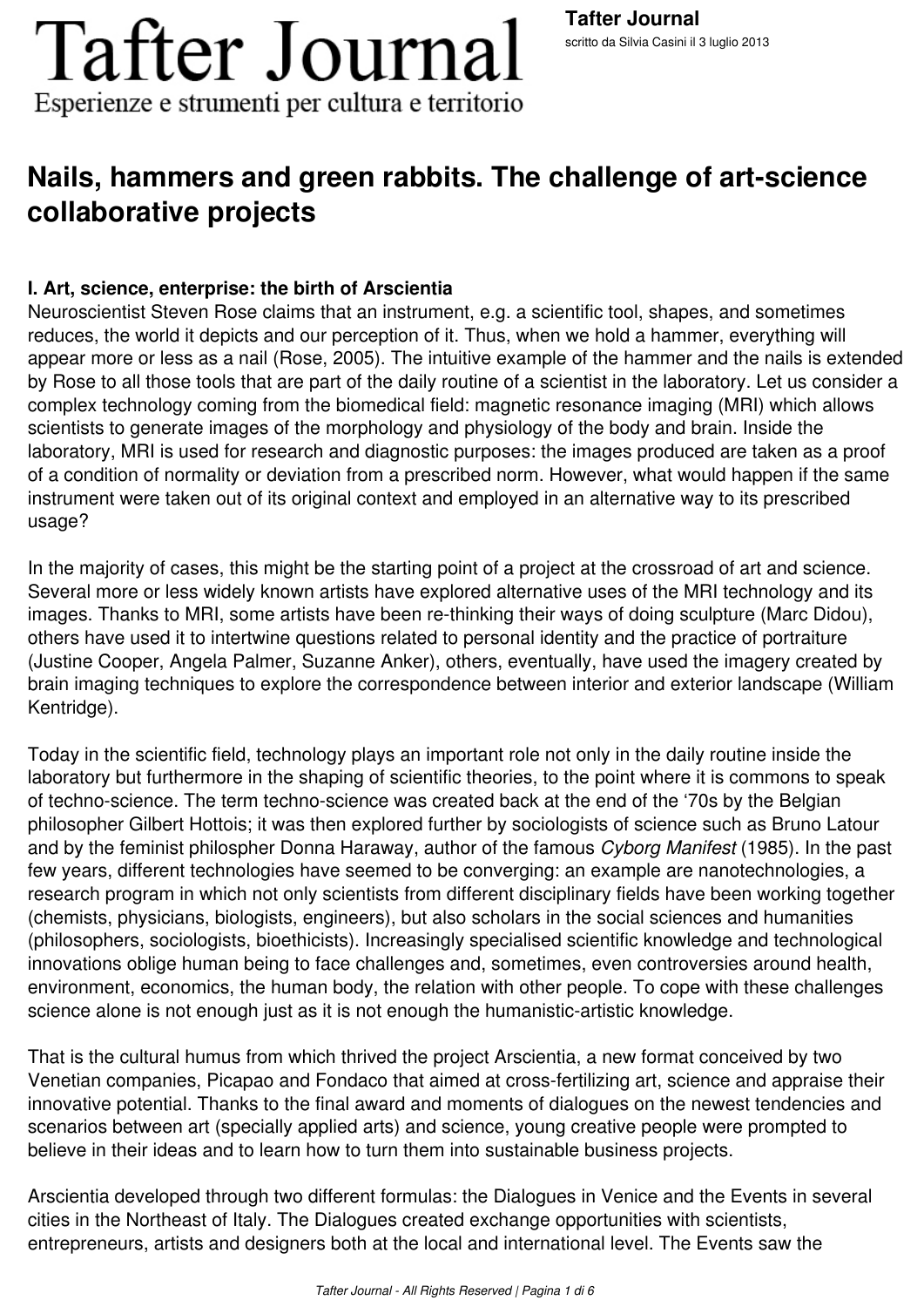# Nails, hammers and green rabbits. The challenge of art-science collaborative projects

### I. Art, science, enterprise: the birth of Arscientia

Neuroscientist Steven Rose claims that an instrument, e.g. a scientific tool, shapes, and sometimes reduces, the world it depicts and our perception of it. Thus, when we hold a hammer, everything will appear more or less as a nail (Rose, 2005). The intuitive example of the hammer and the nails is extended by Rose to all those tools that are part of the daily routine of a scientist in the laboratory. Let us consider a complex technology coming from the biomedical field: magnetic resonance imaging (MRI) which allows scientists to generate images of the morphology and physiology of the body and brain. Inside the laboratory, MRI is used for research and diagnostic purposes: the images produced are taken as a proof of a condition of normality or deviation from a prescribed norm. However, what would happen if the same instrument were taken out of its original context and employed in an alternative way to its prescribed usage?

In the majority of cases, this might be the starting point of a project at the crossroad of art and science. Several more or less widely known artists have explored alternative uses of the MRI technology and its images. Thanks to MRI, some artists have been re-thinking their ways of doing sculpture (Marc Didou), others have used it to intertwine questions related to personal identity and the practice of portraiture (Justine Cooper, Angela Palmer, Suzanne Anker), others, eventually, have used the imagery created by brain imaging techniques to explore the correspondence between interior and exterior landscape (William Kentridge).

Today in the scientific field, technology plays an important role not only in the daily routine inside the laboratory but furthermore in the shaping of scientific theories, to the point where it is commons to speak of techno-science. The term techno-science was created back at the end of the '70s by the Belgian philosopher Gilbert Hottois; it was then explored further by sociologists of science such as Bruno Latour and by the feminist philospher Donna Haraway, author of the famous *Cyborg Manifest* (1985). In the past few years, different technologies have seemed to be converging: an example are nanotechnologies, a research program in which not only scientists from different disciplinary fields have been working together (chemists, physicians, biologists, engineers), but also scholars in the social sciences and humanities (philosophers, sociologists, bioethicists). Increasingly specialised scientific knowledge and technological innovations oblige human being to face challenges and, sometimes, even controversies around health, environment, economics, the human body, the relation with other people. To cope with these challenges science alone is not enough just as it is not enough the humanistic-artistic knowledge.

That is the cultural humus from which thrived the project Arscientia, a new format conceived by two Venetian companies, Picapao and Fondaco that aimed at cross-fertilizing art, science and appraise their innovative potential. Thanks to the final award and moments of dialogues on the newest tendencies and scenarios between art (specially applied arts) and science, young creative people were prompted to believe in their ideas and to learn how to turn them into sustainable business projects.

Arscientia developed through two different formulas: the Dialogues in Venice and the Events in several cities in the Northeast of Italy. The Dialogues created exchange opportunities with scientists, entrepreneurs, artists and designers both at the local and international level. The Events saw the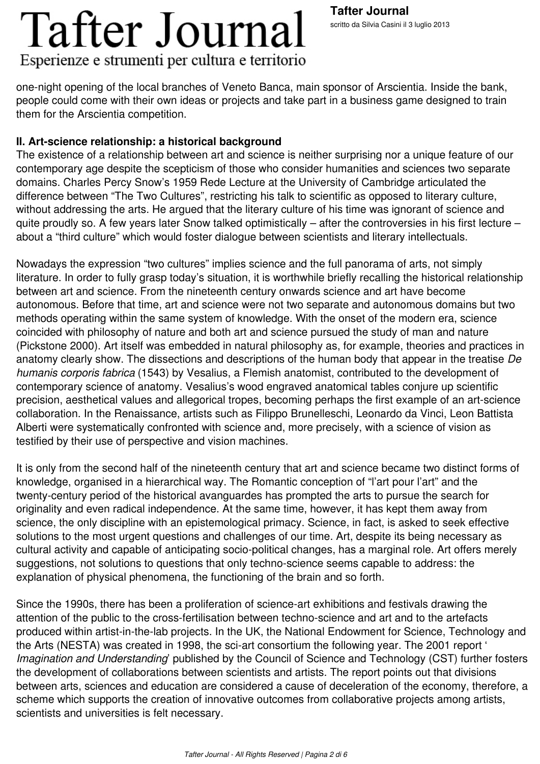one-night opening of the local branches of Veneto Banca, main sponsor of Arscientia. Inside the bank, people could come with their own ideas or projects and take part in a business game designed to train them for the Arscientia competition.

**II. Art-science relationship: a historical background**

The existence of a relationship between art and science is neither surprising nor a unique feature of our contemporary age despite the scepticism of those who consider humanities and sciences two separate domains. Charles Percy Snow's 1959 Rede Lecture at the University of Cambridge articulated the difference between "The Two Cultures", restricting his talk to scientific as opposed to literary culture, without addressing the arts. He argued that the literary culture of his time was ignorant of science and quite proudly so. A few years later Snow talked optimistically – after the controversies in his first lecture – about a "third culture" which would foster dialogue between scientists and literary intellectuals.

Nowadays the expression "two cultures" implies science and the full panorama of arts, not simply literature. In order to fully grasp today's situation, it is worthwhile briefly recalling the historical relationship between art and science. From the nineteenth century onwards science and art have become autonomous. Before that time, art and science were not two separate and autonomous domains but two methods operating within the same system of knowledge. With the onset of the modern era, science coincided with philosophy of nature and both art and science pursued the study of man and nature (Pickstone 2000). Art itself was embedded in natural philosophy as, for example, theories and practices in anatomy clearly show. The dissections and descriptions of the human body that appear in the treatise *De humanis corporis fabrica* (1543) by Vesalius, a Flemish anatomist, contributed to the development of contemporary science of anatomy. Vesalius's wood engraved anatomical tables conjure up scientific precision, aesthetical values and allegorical tropes, becoming perhaps the first example of an art-science collaboration. In the Renaissance, artists such as Filippo Brunelleschi, Leonardo da Vinci, Leon Battista Alberti were systematically confronted with science and, more precisely, with a science of vision as testified by their use of perspective and vision machines.

It is only from the second half of the nineteenth century that art and science became two distinct forms of knowledge, organised in a hierarchical way. The Romantic conception of "l'art pour l'art" and the twenty-century period of the historical avanguardes has prompted the arts to pursue the search for originality and even radical independence. At the same time, however, it has kept them away from science, the only discipline with an epistemological primacy. Science, in fact, is asked to seek effective solutions to the most urgent questions and challenges of our time. Art, despite its being necessary as cultural activity and capable of anticipating socio-political changes, has a marginal role. Art offers merely suggestions, not solutions to questions that only techno-science seems capable to address: the explanation of physical phenomena, the functioning of the brain and so forth.

Since the 1990s, there has been a proliferation of science-art exhibitions and festivals drawing the attention of the public to the cross-fertilisation between techno-science and art and to the artefacts produced within artist-in-the-lab projects. In the UK, the National Endowment for Science, Technology and the Arts (NESTA) was created in 1998, the sci-art consortium the following year. The 2001 report '*Imagination and Understanding*' published by the Council of Science and Technology (CST) further fosters the development of collaborations between scientists and artists. The report points out that divisions between arts, sciences and education are considered a cause of deceleration of the economy, therefore, a scheme which supports the creation of innovative outcomes from collaborative projects among artists, scientists and universities is felt necessary.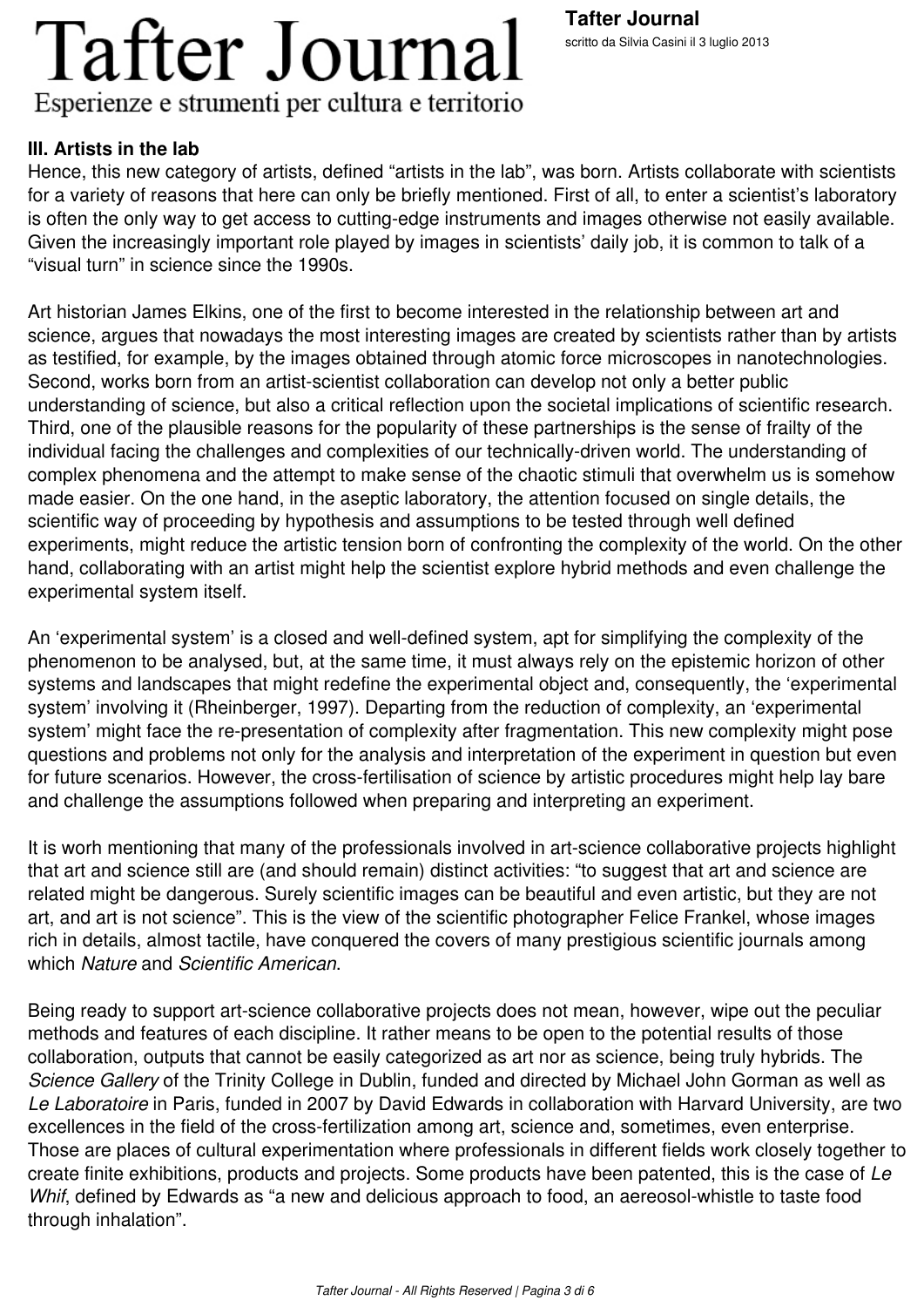### III. Artists in the lab

Hence, this new category of artists, defined “artists in the lab”, was born. Artists collaborate with scientists for a variety of reasons that here can only be briefly mentioned. First of all, to enter a scientist’s laboratory is often the only way to get access to cutting-edge instruments and images otherwise not easily available. Given the increasingly important role played by images in scientists’ daily job, it is common to talk of a “visual turn” in science since the 1990s.

Art historian James Elkins, one of the first to become interested in the relationship between art and science, argues that nowadays the most interesting images are created by scientists rather than by artists as testified, for example, by the images obtained through atomic force microscopes in nanotechnologies. Second, works born from an artist-scientist collaboration can develop not only a better public understanding of science, but also a critical reflection upon the societal implications of scientific research. Third, one of the plausible reasons for the popularity of these partnerships is the sense of frailty of the individual facing the challenges and complexities of our technically-driven world. The understanding of complex phenomena and the attempt to make sense of the chaotic stimuli that overwhelm us is somehow made easier. On the one hand, in the aseptic laboratory, the attention focused on single details, the scientific way of proceeding by hypothesis and assumptions to be tested through well defined experiments, might reduce the artistic tension born of confronting the complexity of the world. On the other hand, collaborating with an artist might help the scientist explore hybrid methods and even challenge the experimental system itself.

An ‘experimental system’ is a closed and well-defined system, apt for simplifying the complexity of the phenomenon to be analysed, but, at the same time, it must always rely on the epistemic horizon of other systems and landscapes that might redefine the experimental object and, consequently, the ‘experimental system’ involving it (Rheinberger, 1997). Departing from the reduction of complexity, an ‘experimental system’ might face the re-presentation of complexity after fragmentation. This new complexity might pose questions and problems not only for the analysis and interpretation of the experiment in question but even for future scenarios. However, the cross-fertilisation of science by artistic procedures might help lay bare and challenge the assumptions followed when preparing and interpreting an experiment.

It is worh mentioning that many of the professionals involved in art-science collaborative projects highlight that art and science still are (and should remain) distinct activities: “to suggest that art and science are related might be dangerous. Surely scientific images can be beautiful and even artistic, but they are not art, and art is not science”. This is the view of the scientific photographer Felice Frankel, whose images rich in details, almost tactile, have conquered the covers of many prestigious scientific journals among which *Nature* and *Scientific American*.

Being ready to support art-science collaborative projects does not mean, however, wipe out the peculiar methods and features of each discipline. It rather means to be open to the potential results of those collaboration, outputs that cannot be easily categorized as art nor as science, being truly hybrids. The *Science Gallery* of the Trinity College in Dublin, funded and directed by Michael John Gorman as well as *Le Laboratoire* in Paris, funded in 2007 by David Edwards in collaboration with Harvard University, are two excellences in the field of the cross-fertilization among art, science and, sometimes, even enterprise. Those are places of cultural experimentation where professionals in different fields work closely together to create finite exhibitions, products and projects. Some products have been patented, this is the case of *Le Whif*, defined by Edwards as “a new and delicious approach to food, an aereosol-whistle to taste food through inhalation”.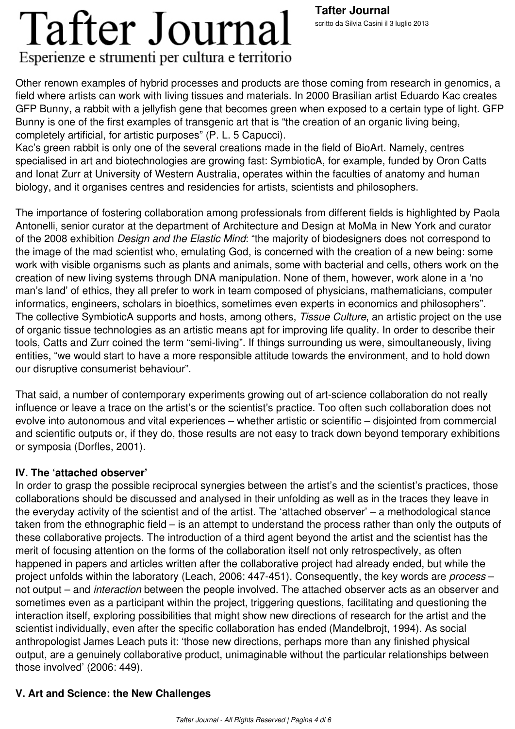Other renown examples of hybrid processes and products are those coming from research in genomics, a field where artists can work with living tissues and materials. In 2000 Brasilian artist Eduardo Kac creates GFP Bunny, a rabbit with a jellyfish gene that becomes green when exposed to a certain type of light. GFP Bunny is one of the first examples of transgenic art that is "the creation of an organic living being, completely artificial, for artistic purposes" (P. L. 5 Capucci).
Kac's green rabbit is only one of the several creations made in the field of BioArt. Namely, centres specialised in art and biotechnologies are growing fast: SymbioticA, for example, funded by Oron Catts and Ionat Zurr at University of Western Australia, operates within the faculties of anatomy and human biology, and it organises centres and residencies for artists, scientists and philosophers.

The importance of fostering collaboration among professionals from different fields is highlighted by Paola Antonelli, senior curator at the department of Architecture and Design at MoMa in New York and curator of the 2008 exhibition *Design and the Elastic Mind*: "the majority of biodesigners does not correspond to the image of the mad scientist who, emulating God, is concerned with the creation of a new being: some work with visible organisms such as plants and animals, some with bacterial and cells, others work on the creation of new living systems through DNA manipulation. None of them, however, work alone in a 'no man's land' of ethics, they all prefer to work in team composed of physicians, mathematicians, computer informatics, engineers, scholars in bioethics, sometimes even experts in economics and philosophers". The collective SymbioticA supports and hosts, among others, *Tissue Culture*, an artistic project on the use of organic tissue technologies as an artistic means apt for improving life quality. In order to describe their tools, Catts and Zurr coined the term "semi-living". If things surrounding us were, simoultaneously, living entities, "we would start to have a more responsible attitude towards the environment, and to hold down our disruptive consumerist behaviour".

That said, a number of contemporary experiments growing out of art-science collaboration do not really influence or leave a trace on the artist's or the scientist's practice. Too often such collaboration does not evolve into autonomous and vital experiences – whether artistic or scientific – disjointed from commercial and scientific outputs or, if they do, those results are not easy to track down beyond temporary exhibitions or symposia (Dorfles, 2001).

### IV. The 'attached observer'

In order to grasp the possible reciprocal synergies between the artist's and the scientist's practices, those collaborations should be discussed and analysed in their unfolding as well as in the traces they leave in the everyday activity of the scientist and of the artist. The 'attached observer' – a methodological stance taken from the ethnographic field – is an attempt to understand the process rather than only the outputs of these collaborative projects. The introduction of a third agent beyond the artist and the scientist has the merit of focusing attention on the forms of the collaboration itself not only retrospectively, as often happened in papers and articles written after the collaborative project had already ended, but while the project unfolds within the laboratory (Leach, 2006: 447-451). Consequently, the key words are *process* – not output – and *interaction* between the people involved. The attached observer acts as an observer and sometimes even as a participant within the project, triggering questions, facilitating and questioning the interaction itself, exploring possibilities that might show new directions of research for the artist and the scientist individually, even after the specific collaboration has ended (Mandelbrojt, 1994). As social anthropologist James Leach puts it: 'those new directions, perhaps more than any finished physical output, are a genuinely collaborative product, unimaginable without the particular relationships between those involved' (2006: 449).

### V. Art and Science: the New Challenges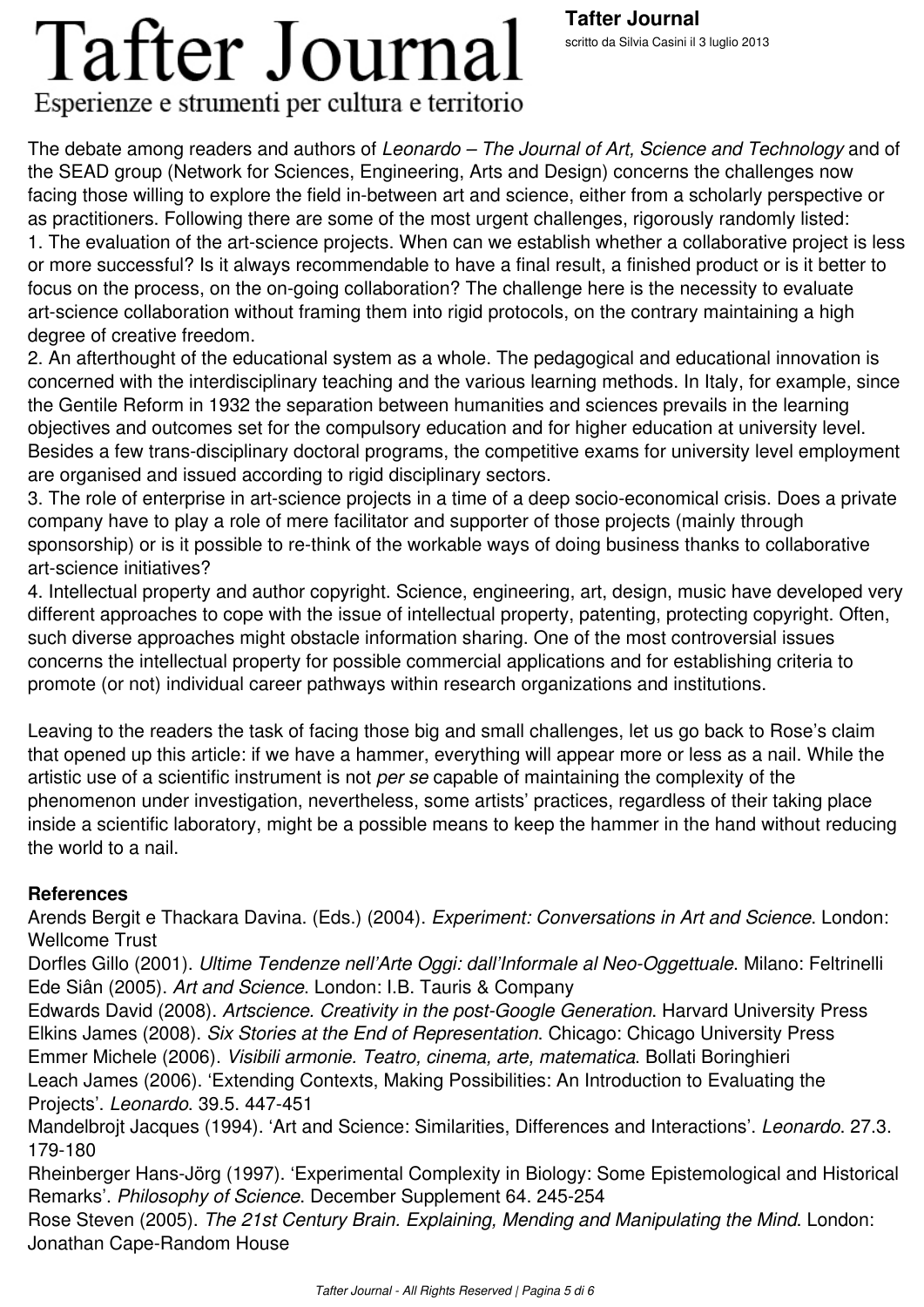The debate among readers and authors of *Leonardo – The Journal of Art, Science and Technology* and of the SEAD group (Network for Sciences, Engineering, Arts and Design) concerns the challenges now facing those willing to explore the field in-between art and science, either from a scholarly perspective or as practitioners. Following there are some of the most urgent challenges, rigorously randomly listed:

1. The evaluation of the art-science projects. When can we establish whether a collaborative project is less or more successful? Is it always recommendable to have a final result, a finished product or is it better to focus on the process, on the on-going collaboration? The challenge here is the necessity to evaluate art-science collaboration without framing them into rigid protocols, on the contrary maintaining a high degree of creative freedom.
2. An afterthought of the educational system as a whole. The pedagogical and educational innovation is concerned with the interdisciplinary teaching and the various learning methods. In Italy, for example, since the Gentile Reform in 1932 the separation between humanities and sciences prevails in the learning objectives and outcomes set for the compulsory education and for higher education at university level. Besides a few trans-disciplinary doctoral programs, the competitive exams for university level employment are organised and issued according to rigid disciplinary sectors.
3. The role of enterprise in art-science projects in a time of a deep socio-economical crisis. Does a private company have to play a role of mere facilitator and supporter of those projects (mainly through sponsorship) or is it possible to re-think of the workable ways of doing business thanks to collaborative art-science initiatives?
4. Intellectual property and author copyright. Science, engineering, art, design, music have developed very different approaches to cope with the issue of intellectual property, patenting, protecting copyright. Often, such diverse approaches might obstacle information sharing. One of the most controversial issues concerns the intellectual property for possible commercial applications and for establishing criteria to promote (or not) individual career pathways within research organizations and institutions.

Leaving to the readers the task of facing those big and small challenges, let us go back to Rose's claim that opened up this article: if we have a hammer, everything will appear more or less as a nail. While the artistic use of a scientific instrument is not *per se* capable of maintaining the complexity of the phenomenon under investigation, nevertheless, some artists' practices, regardless of their taking place inside a scientific laboratory, might be a possible means to keep the hammer in the hand without reducing the world to a nail.

**References**

Arends Bergit e Thackara Davina. (Eds.) (2004). *Experiment: Conversations in Art and Science*. London: Wellcome Trust

Dorfles Gillo (2001). *Ultime Tendenze nell'Arte Oggi: dall'Informale al Neo-Oggettuale*. Milano: Feltrinelli

Ede Siân (2005). *Art and Science*. London: I.B. Tauris & Company

Edwards David (2008). *Artscience. Creativity in the post-Google Generation*. Harvard University Press

Elkins James (2008). *Six Stories at the End of Representation*. Chicago: Chicago University Press

Emmer Michele (2006). *Visibili armonie. Teatro, cinema, arte, matematica*. Bollati Boringhieri

Leach James (2006). 'Extending Contexts, Making Possibilities: An Introduction to Evaluating the Projects'. *Leonardo*. 39.5. 447-451

Mandelbrojt Jacques (1994). 'Art and Science: Similarities, Differences and Interactions'. *Leonardo*. 27.3. 179-180

Rheinberger Hans-Jörg (1997). 'Experimental Complexity in Biology: Some Epistemological and Historical Remarks'. *Philosophy of Science*. December Supplement 64. 245-254

Rose Steven (2005). *The 21st Century Brain. Explaining, Mending and Manipulating the Mind*. London: Jonathan Cape-Random House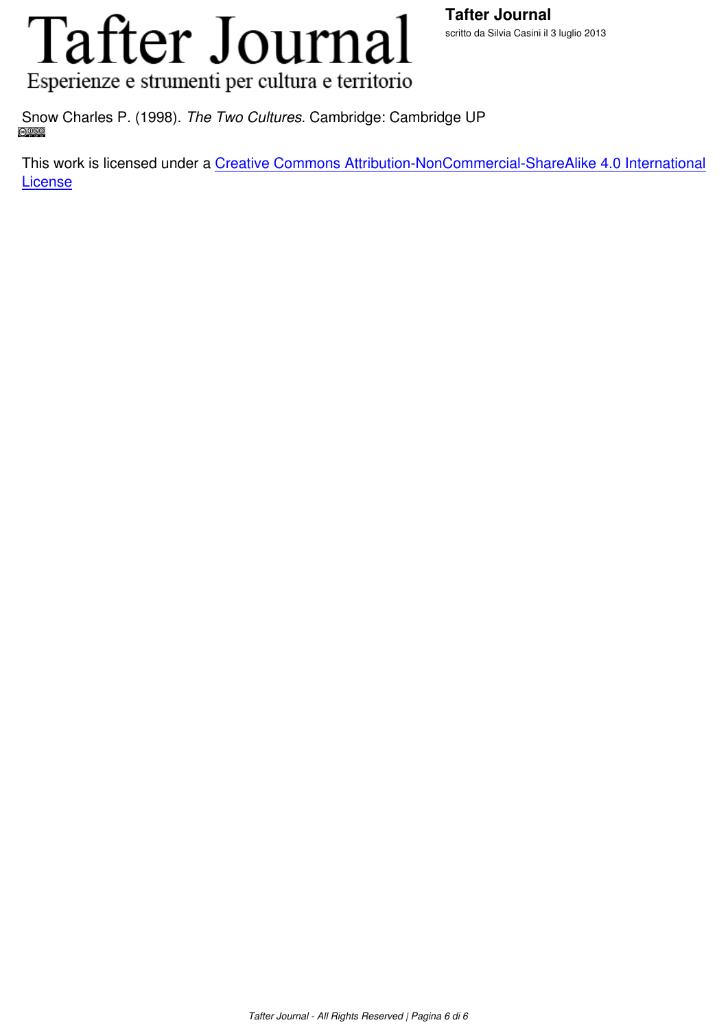Snow Charles P. (1998). *The Two Cultures*. Cambridge: Cambridge UP

This work is licensed under a [Creative Commons Attribution-NonCommercial-ShareAlike 4.0 International License]